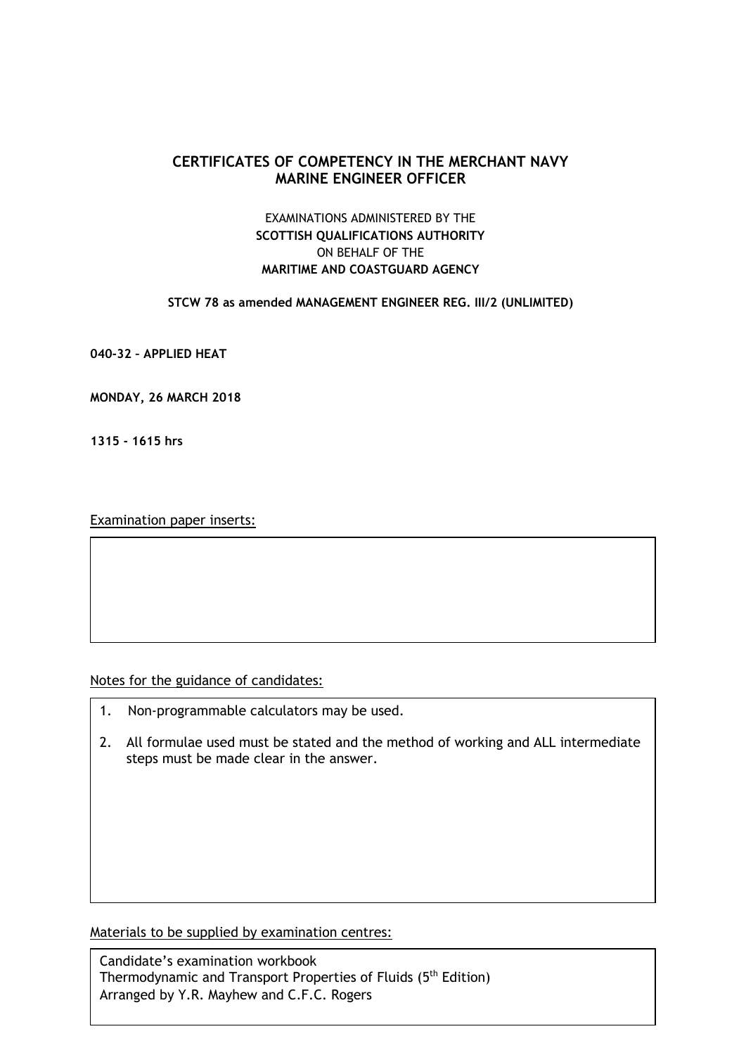## CERTIFICATES OF COMPETENCY IN THE MERCHANT NAVY
## MARINE ENGINEER OFFICER

EXAMINATIONS ADMINISTERED BY THE
**SCOTTISH QUALIFICATIONS AUTHORITY**
ON BEHALF OF THE
**MARITIME AND COASTGUARD AGENCY**

**STCW 78 as amended MANAGEMENT ENGINEER REG. III/2 (UNLIMITED)**

**040-32 – APPLIED HEAT**

**MONDAY, 26 MARCH 2018**

**1315 - 1615 hrs**

Examination paper inserts:

Notes for the guidance of candidates:

1. Non-programmable calculators may be used.
2. All formulae used must be stated and the method of working and ALL intermediate steps must be made clear in the answer.

Materials to be supplied by examination centres:

Candidate's examination workbook
Thermodynamic and Transport Properties of Fluids (5th Edition)
Arranged by Y.R. Mayhew and C.F.C. Rogers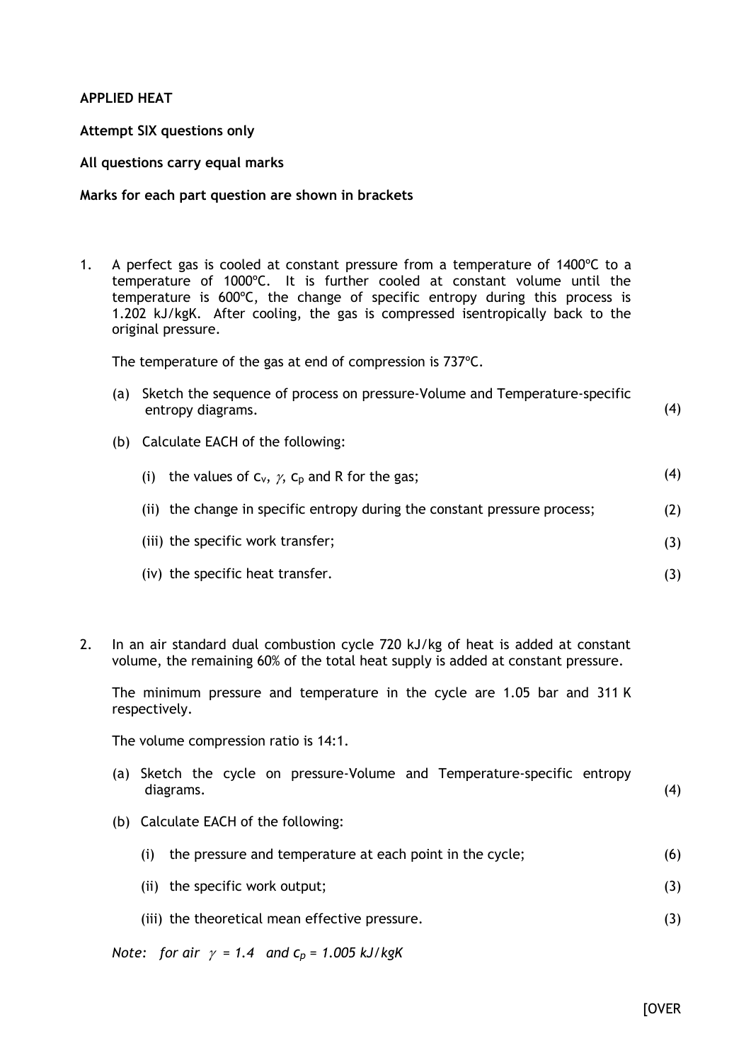**APPLIED HEAT**

**Attempt SIX questions only**

**All questions carry equal marks**

**Marks for each part question are shown in brackets**

1. A perfect gas is cooled at constant pressure from a temperature of 1400ºC to a temperature of 1000ºC. It is further cooled at constant volume until the temperature is 600ºC, the change of specific entropy during this process is 1.202 kJ/kgK. After cooling, the gas is compressed isentropically back to the original pressure.

   The temperature of the gas at end of compression is 737ºC.

   (a) Sketch the sequence of process on pressure-Volume and Temperature-specific entropy diagrams. (4)

   (b) Calculate EACH of the following:

   (i) the values of $c_v$, $\gamma$, $c_p$ and R for the gas; (4)

   (ii) the change in specific entropy during the constant pressure process; (2)

   (iii) the specific work transfer; (3)

   (iv) the specific heat transfer. (3)

2. In an air standard dual combustion cycle 720 kJ/kg of heat is added at constant volume, the remaining 60% of the total heat supply is added at constant pressure.

   The minimum pressure and temperature in the cycle are 1.05 bar and 311 K respectively.

   The volume compression ratio is 14:1.

   (a) Sketch the cycle on pressure-Volume and Temperature-specific entropy diagrams. (4)

   (b) Calculate EACH of the following:

   (i) the pressure and temperature at each point in the cycle; (6)

   (ii) the specific work output; (3)

   (iii) the theoretical mean effective pressure. (3)

   *Note: for air $\gamma$ = 1.4 and $c_p$ = 1.005 kJ/kgK*

[OVER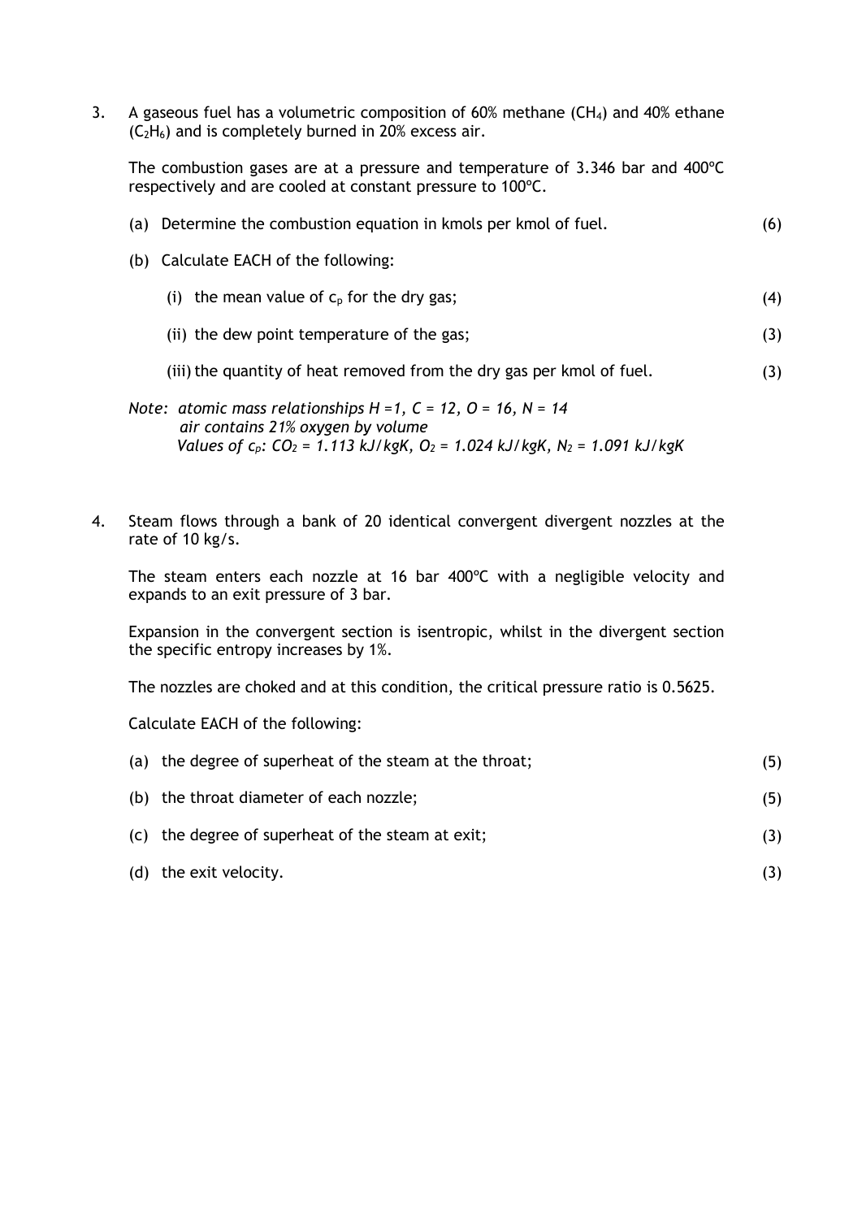3. A gaseous fuel has a volumetric composition of 60% methane ($CH_4$) and 40% ethane ($C_2H_6$) and is completely burned in 20% excess air.

   The combustion gases are at a pressure and temperature of 3.346 bar and 400ºC respectively and are cooled at constant pressure to 100ºC.

   (a) Determine the combustion equation in kmols per kmol of fuel. (6)

   (b) Calculate EACH of the following:

   (i) the mean value of $c_p$ for the dry gas; (4)

   (ii) the dew point temperature of the gas; (3)

   (iii) the quantity of heat removed from the dry gas per kmol of fuel. (3)

   *Note: atomic mass relationships H =1, C = 12, O = 16, N = 14*
   *air contains 21% oxygen by volume*
   *Values of $c_p$: $CO_2$ = 1.113 kJ/kgK, $O_2$ = 1.024 kJ/kgK, $N_2$ = 1.091 kJ/kgK*

4. Steam flows through a bank of 20 identical convergent divergent nozzles at the rate of 10 kg/s.

   The steam enters each nozzle at 16 bar 400ºC with a negligible velocity and expands to an exit pressure of 3 bar.

   Expansion in the convergent section is isentropic, whilst in the divergent section the specific entropy increases by 1%.

   The nozzles are choked and at this condition, the critical pressure ratio is 0.5625.

   Calculate EACH of the following:

   (a) the degree of superheat of the steam at the throat; (5)

   (b) the throat diameter of each nozzle; (5)

   (c) the degree of superheat of the steam at exit; (3)

   (d) the exit velocity. (3)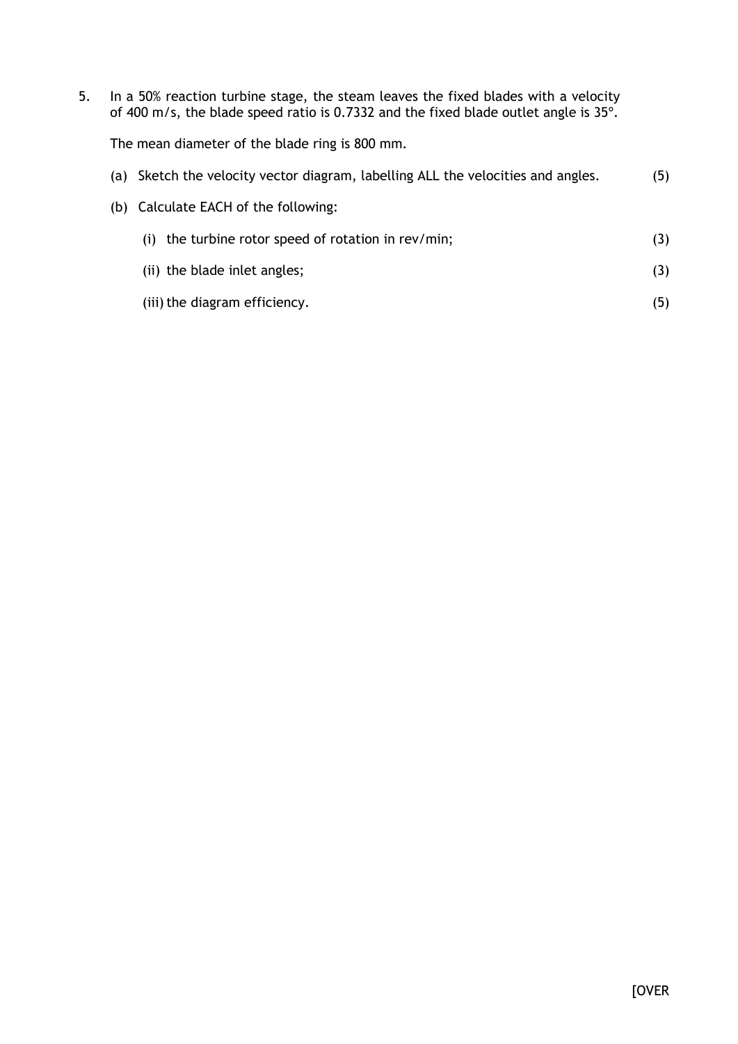5. In a 50% reaction turbine stage, the steam leaves the fixed blades with a velocity of 400 m/s, the blade speed ratio is 0.7332 and the fixed blade outlet angle is 35°.

   The mean diameter of the blade ring is 800 mm.

   (a) Sketch the velocity vector diagram, labelling ALL the velocities and angles. (5)

   (b) Calculate EACH of the following:

   (i) the turbine rotor speed of rotation in rev/min; (3)

   (ii) the blade inlet angles; (3)

   (iii) the diagram efficiency. (5)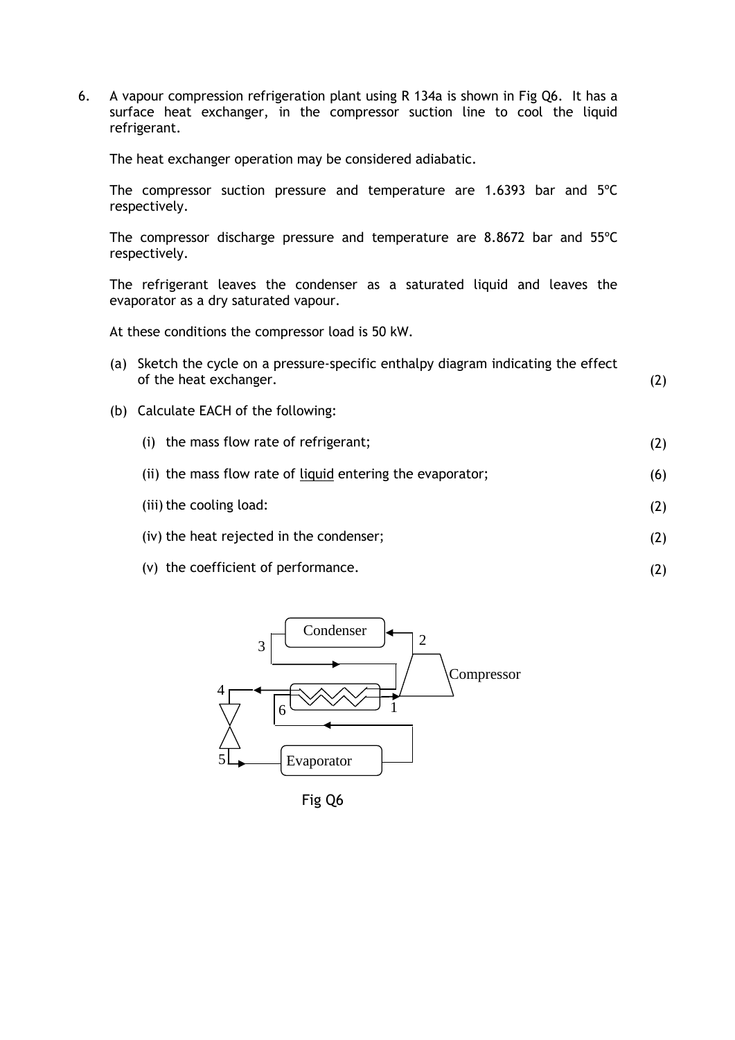6. A vapour compression refrigeration plant using R 134a is shown in Fig Q6. It has a surface heat exchanger, in the compressor suction line to cool the liquid refrigerant.

   The heat exchanger operation may be considered adiabatic.

   The compressor suction pressure and temperature are 1.6393 bar and 5ºC respectively.

   The compressor discharge pressure and temperature are 8.8672 bar and 55ºC respectively.

   The refrigerant leaves the condenser as a saturated liquid and leaves the evaporator as a dry saturated vapour.

   At these conditions the compressor load is 50 kW.

   (a) Sketch the cycle on a pressure-specific enthalpy diagram indicating the effect of the heat exchanger. (2)

   (b) Calculate EACH of the following:

      (i) the mass flow rate of refrigerant; (2)

      (ii) the mass flow rate of <u>liquid</u> entering the evaporator; (6)

      (iii) the cooling load: (2)

      (iv) the heat rejected in the condenser; (2)

      (v) the coefficient of performance. (2)

Condenser

Compressor

Evaporator

Fig Q6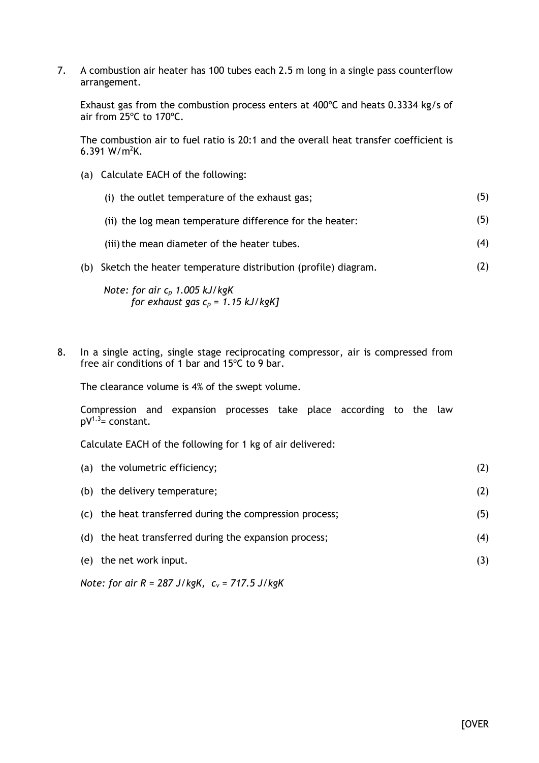7. A combustion air heater has 100 tubes each 2.5 m long in a single pass counterflow arrangement.

   Exhaust gas from the combustion process enters at 400ºC and heats 0.3334 kg/s of air from 25ºC to 170ºC.

   The combustion air to fuel ratio is 20:1 and the overall heat transfer coefficient is 6.391 $W/m^2K$.

   (a) Calculate EACH of the following:

   (i) the outlet temperature of the exhaust gas; (5)

   (ii) the log mean temperature difference for the heater: (5)

   (iii) the mean diameter of the heater tubes. (4)

   (b) Sketch the heater temperature distribution (profile) diagram. (2)

   *Note: for air $c_p$ 1.005 kJ/kgK*
   *for exhaust gas $c_p$ = 1.15 kJ/kgK]*

8. In a single acting, single stage reciprocating compressor, air is compressed from free air conditions of 1 bar and 15ºC to 9 bar.

   The clearance volume is 4% of the swept volume.

   Compression and expansion processes take place according to the law $pV^{1.3}$= constant.

   Calculate EACH of the following for 1 kg of air delivered:

   (a) the volumetric efficiency; (2)

   (b) the delivery temperature; (2)

   (c) the heat transferred during the compression process; (5)

   (d) the heat transferred during the expansion process; (4)

   (e) the net work input. (3)

   *Note: for air R = 287 J/kgK, $c_v$ = 717.5 J/kgK*

[OVER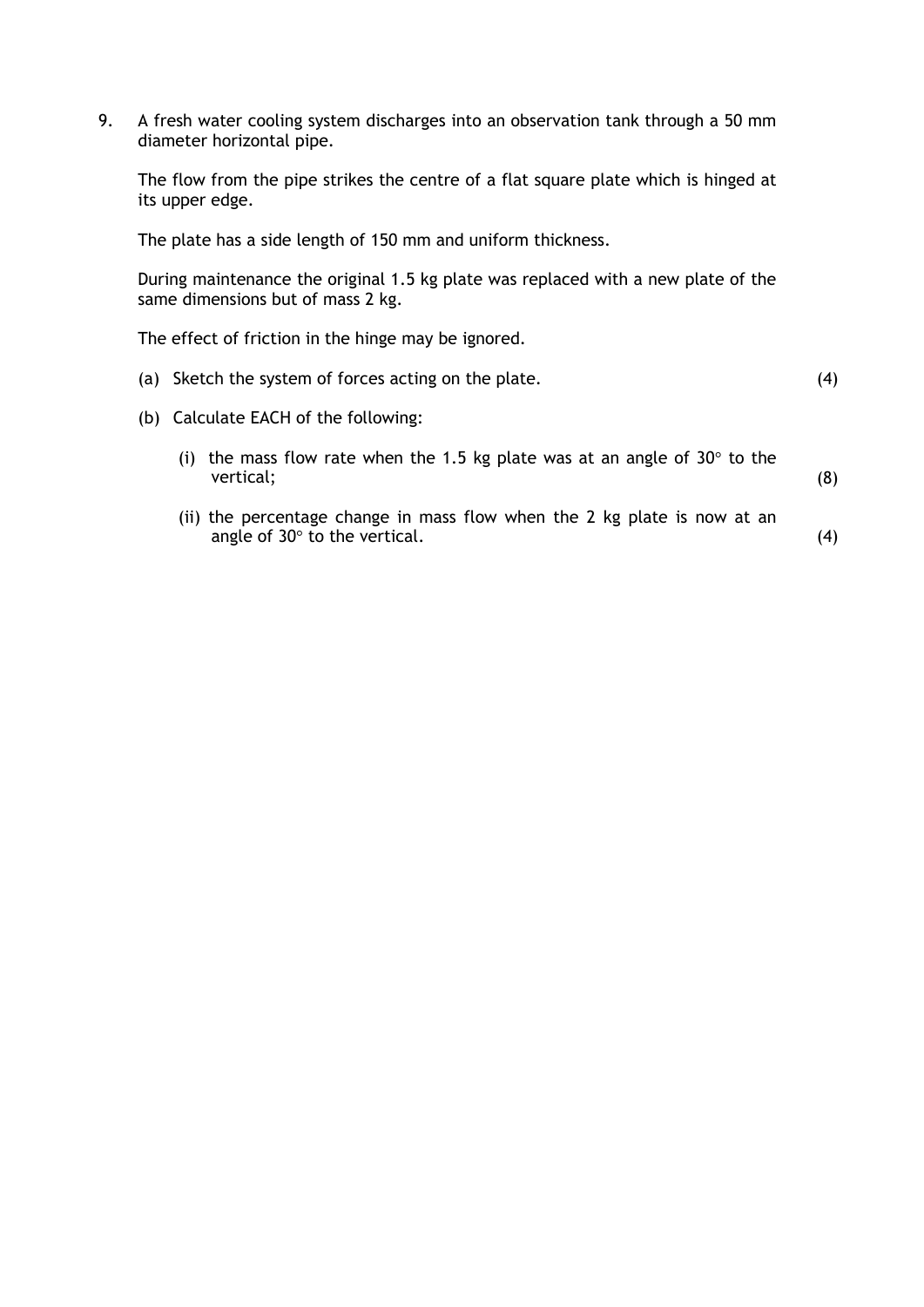9. A fresh water cooling system discharges into an observation tank through a 50 mm diameter horizontal pipe.

   The flow from the pipe strikes the centre of a flat square plate which is hinged at its upper edge.

   The plate has a side length of 150 mm and uniform thickness.

   During maintenance the original 1.5 kg plate was replaced with a new plate of the same dimensions but of mass 2 kg.

   The effect of friction in the hinge may be ignored.

   (a) Sketch the system of forces acting on the plate. (4)

   (b) Calculate EACH of the following:

   (i) the mass flow rate when the 1.5 kg plate was at an angle of 30° to the vertical; (8)

   (ii) the percentage change in mass flow when the 2 kg plate is now at an angle of 30° to the vertical. (4)